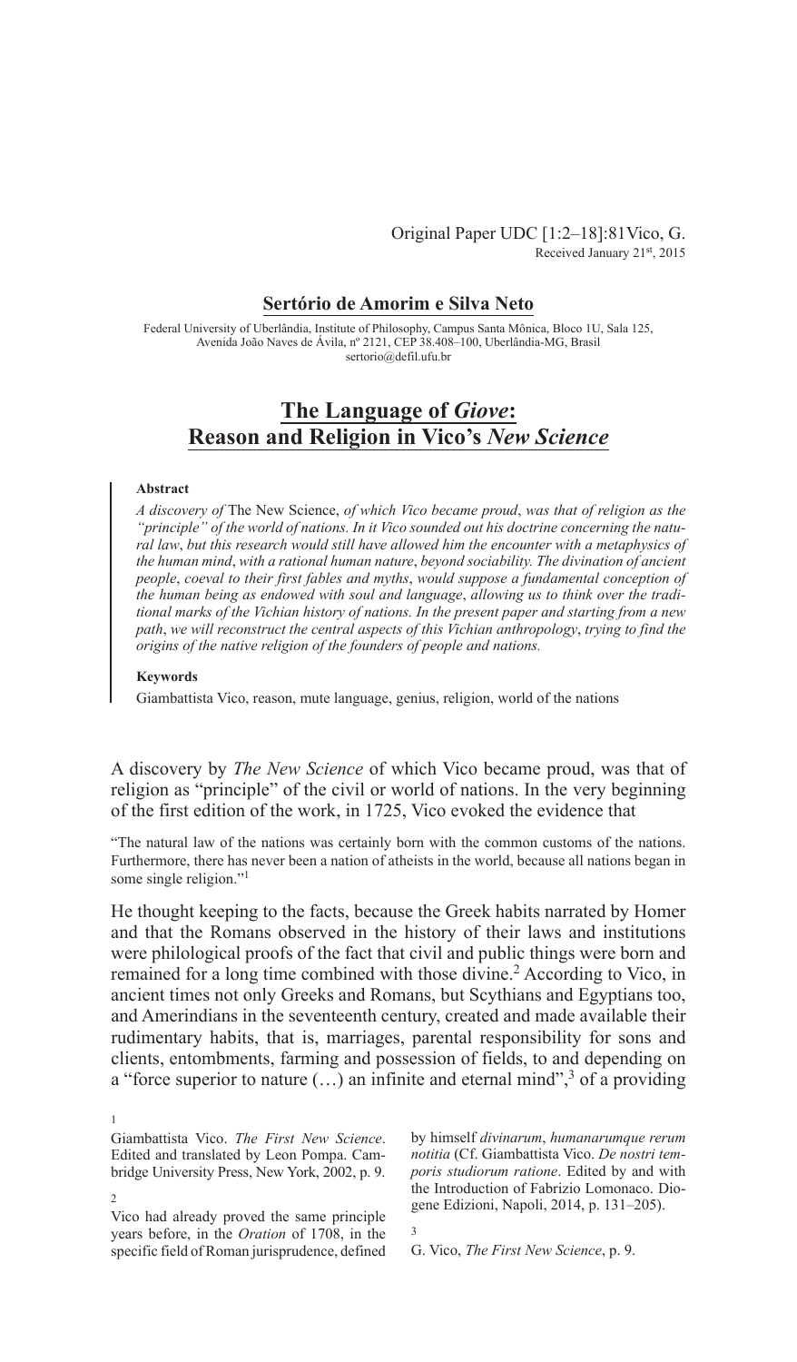Original Paper UDC [1:2–18]:81Vico, G.
Received January 21st, 2015

**Sertório de Amorim e Silva Neto**

Federal University of Uberlândia, Institute of Philosophy, Campus Santa Mônica, Bloco 1U, Sala 125, Avenida João Naves de Ávila, nº 2121, CEP 38.408–100, Uberlândia-MG, Brasil
sertorio@defil.ufu.br

# The Language of *Giove*: Reason and Religion in Vico's *New Science*

**Abstract**

*A discovery of* The New Science, *of which Vico became proud*, *was that of religion as the "principle" of the world of nations. In it Vico sounded out his doctrine concerning the natural law*, *but this research would still have allowed him the encounter with a metaphysics of the human mind*, *with a rational human nature*, *beyond sociability. The divination of ancient people*, *coeval to their first fables and myths*, *would suppose a fundamental conception of the human being as endowed with soul and language*, *allowing us to think over the traditional marks of the Vichian history of nations. In the present paper and starting from a new path*, *we will reconstruct the central aspects of this Vichian anthropology*, *trying to find the origins of the native religion of the founders of people and nations.*

**Keywords**

Giambattista Vico, reason, mute language, genius, religion, world of the nations

A discovery by *The New Science* of which Vico became proud, was that of religion as "principle" of the civil or world of nations. In the very beginning of the first edition of the work, in 1725, Vico evoked the evidence that

> "The natural law of the nations was certainly born with the common customs of the nations. Furthermore, there has never been a nation of atheists in the world, because all nations began in some single religion."[1]

He thought keeping to the facts, because the Greek habits narrated by Homer and that the Romans observed in the history of their laws and institutions were philological proofs of the fact that civil and public things were born and remained for a long time combined with those divine.[2] According to Vico, in ancient times not only Greeks and Romans, but Scythians and Egyptians too, and Amerindians in the seventeenth century, created and made available their rudimentary habits, that is, marriages, parental responsibility for sons and clients, entombments, farming and possession of fields, to and depending on a "force superior to nature (…) an infinite and eternal mind",[3] of a providing

---

1 Giambattista Vico. *The First New Science*. Edited and translated by Leon Pompa. Cambridge University Press, New York, 2002, p. 9.

2 Vico had already proved the same principle years before, in the *Oration* of 1708, in the specific field of Roman jurisprudence, defined by himself *divinarum*, *humanarumque rerum notitia* (Cf. Giambattista Vico. *De nostri temporis studiorum ratione*. Edited by and with the Introduction of Fabrizio Lomonaco. Diogene Edizioni, Napoli, 2014, p. 131–205).

3 G. Vico, *The First New Science*, p. 9.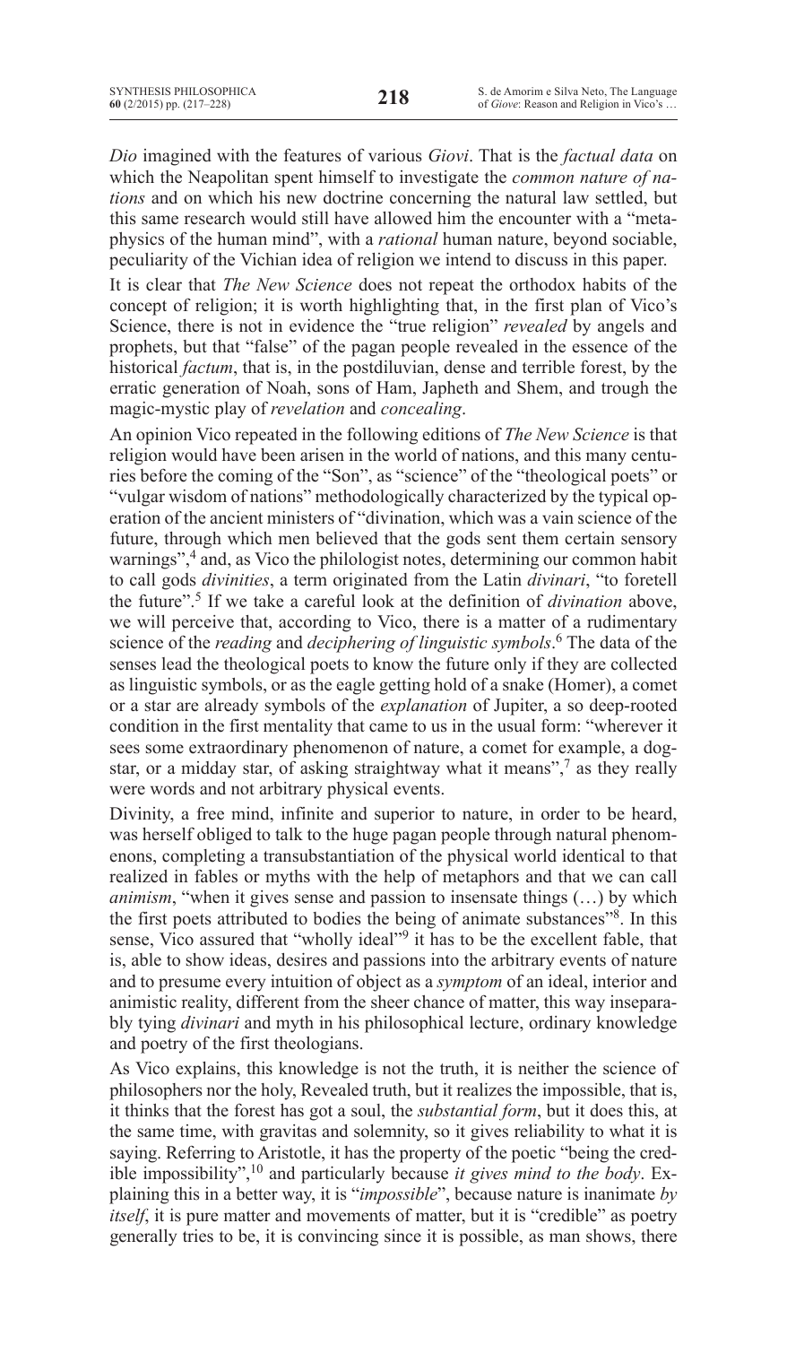*Dio* imagined with the features of various *Giovi*. That is the *factual data* on which the Neapolitan spent himself to investigate the *common nature of nations* and on which his new doctrine concerning the natural law settled, but this same research would still have allowed him the encounter with a "metaphysics of the human mind", with a *rational* human nature, beyond sociable, peculiarity of the Vichian idea of religion we intend to discuss in this paper.

It is clear that *The New Science* does not repeat the orthodox habits of the concept of religion; it is worth highlighting that, in the first plan of Vico's Science, there is not in evidence the "true religion" *revealed* by angels and prophets, but that "false" of the pagan people revealed in the essence of the historical *factum*, that is, in the postdiluvian, dense and terrible forest, by the erratic generation of Noah, sons of Ham, Japheth and Shem, and trough the magic-mystic play of *revelation* and *concealing*.

An opinion Vico repeated in the following editions of *The New Science* is that religion would have been arisen in the world of nations, and this many centuries before the coming of the "Son", as "science" of the "theological poets" or "vulgar wisdom of nations" methodologically characterized by the typical operation of the ancient ministers of "divination, which was a vain science of the future, through which men believed that the gods sent them certain sensory warnings",[4] and, as Vico the philologist notes, determining our common habit to call gods *divinities*, a term originated from the Latin *divinari*, "to foretell the future".[5] If we take a careful look at the definition of *divination* above, we will perceive that, according to Vico, there is a matter of a rudimentary science of the *reading* and *deciphering of linguistic symbols*.[6] The data of the senses lead the theological poets to know the future only if they are collected as linguistic symbols, or as the eagle getting hold of a snake (Homer), a comet or a star are already symbols of the *explanation* of Jupiter, a so deep-rooted condition in the first mentality that came to us in the usual form: "wherever it sees some extraordinary phenomenon of nature, a comet for example, a dog-star, or a midday star, of asking straightway what it means",[7] as they really were words and not arbitrary physical events.

Divinity, a free mind, infinite and superior to nature, in order to be heard, was herself obliged to talk to the huge pagan people through natural phenomenons, completing a transubstantiation of the physical world identical to that realized in fables or myths with the help of metaphors and that we can call *animism*, "when it gives sense and passion to insensate things (…) by which the first poets attributed to bodies the being of animate substances"[8]. In this sense, Vico assured that "wholly ideal"[9] it has to be the excellent fable, that is, able to show ideas, desires and passions into the arbitrary events of nature and to presume every intuition of object as a *symptom* of an ideal, interior and animistic reality, different from the sheer chance of matter, this way inseparably tying *divinari* and myth in his philosophical lecture, ordinary knowledge and poetry of the first theologians.

As Vico explains, this knowledge is not the truth, it is neither the science of philosophers nor the holy, Revealed truth, but it realizes the impossible, that is, it thinks that the forest has got a soul, the *substantial form*, but it does this, at the same time, with gravitas and solemnity, so it gives reliability to what it is saying. Referring to Aristotle, it has the property of the poetic "being the credible impossibility",[10] and particularly because *it gives mind to the body*. Explaining this in a better way, it is "*impossible*", because nature is inanimate *by itself*, it is pure matter and movements of matter, but it is "credible" as poetry generally tries to be, it is convincing since it is possible, as man shows, there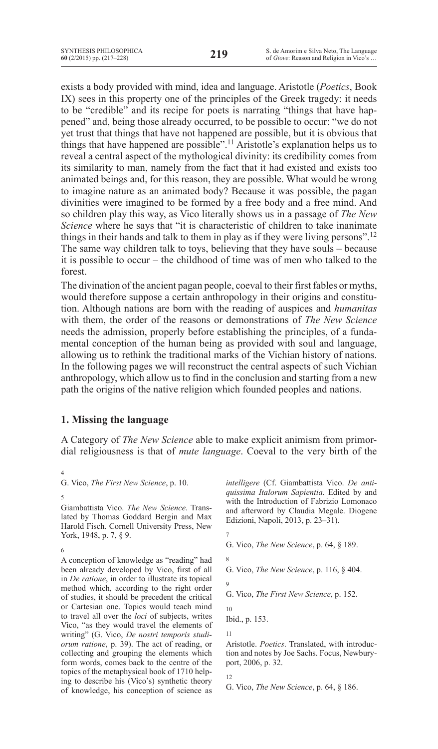exists a body provided with mind, idea and language. Aristotle (*Poetics*, Book IX) sees in this property one of the principles of the Greek tragedy: it needs to be "credible" and its recipe for poets is narrating "things that have happened" and, being those already occurred, to be possible to occur: "we do not yet trust that things that have not happened are possible, but it is obvious that things that have happened are possible".[11] Aristotle's explanation helps us to reveal a central aspect of the mythological divinity: its credibility comes from its similarity to man, namely from the fact that it had existed and exists too animated beings and, for this reason, they are possible. What would be wrong to imagine nature as an animated body? Because it was possible, the pagan divinities were imagined to be formed by a free body and a free mind. And so children play this way, as Vico literally shows us in a passage of *The New Science* where he says that "it is characteristic of children to take inanimate things in their hands and talk to them in play as if they were living persons".[12] The same way children talk to toys, believing that they have souls – because it is possible to occur – the childhood of time was of men who talked to the forest.

The divination of the ancient pagan people, coeval to their first fables or myths, would therefore suppose a certain anthropology in their origins and constitution. Although nations are born with the reading of auspices and *humanitas* with them, the order of the reasons or demonstrations of *The New Science* needs the admission, properly before establishing the principles, of a fundamental conception of the human being as provided with soul and language, allowing us to rethink the traditional marks of the Vichian history of nations. In the following pages we will reconstruct the central aspects of such Vichian anthropology, which allow us to find in the conclusion and starting from a new path the origins of the native religion which founded peoples and nations.

## 1. Missing the language

A Category of *The New Science* able to make explicit animism from primordial religiousness is that of *mute language*. Coeval to the very birth of the

---

4 G. Vico, *The First New Science*, p. 10.

5 Giambattista Vico. *The New Science*. Translated by Thomas Goddard Bergin and Max Harold Fisch. Cornell University Press, New York, 1948, p. 7, § 9.

6 A conception of knowledge as "reading" had been already developed by Vico, first of all in *De ratione*, in order to illustrate its topical method which, according to the right order of studies, it should be precedent the critical or Cartesian one. Topics would teach mind to travel all over the *loci* of subjects, writes Vico, "as they would travel the elements of writing" (G. Vico, *De nostri temporis studiorum ratione*, p. 39). The act of reading, or collecting and grouping the elements which form words, comes back to the centre of the topics of the metaphysical book of 1710 helping to describe his (Vico's) synthetic theory of knowledge, his conception of science as *intelligere* (Cf. Giambattista Vico. *De antiquissima Italorum Sapientia*. Edited by and with the Introduction of Fabrizio Lomonaco and afterword by Claudia Megale. Diogene Edizioni, Napoli, 2013, p. 23–31).

7 G. Vico, *The New Science*, p. 64, § 189.

8 G. Vico, *The New Science*, p. 116, § 404.

9 G. Vico, *The First New Science*, p. 152.

10 Ibid., p. 153.

11 Aristotle. *Poetics*. Translated, with introduction and notes by Joe Sachs. Focus, Newburyport, 2006, p. 32.

12 G. Vico, *The New Science*, p. 64, § 186.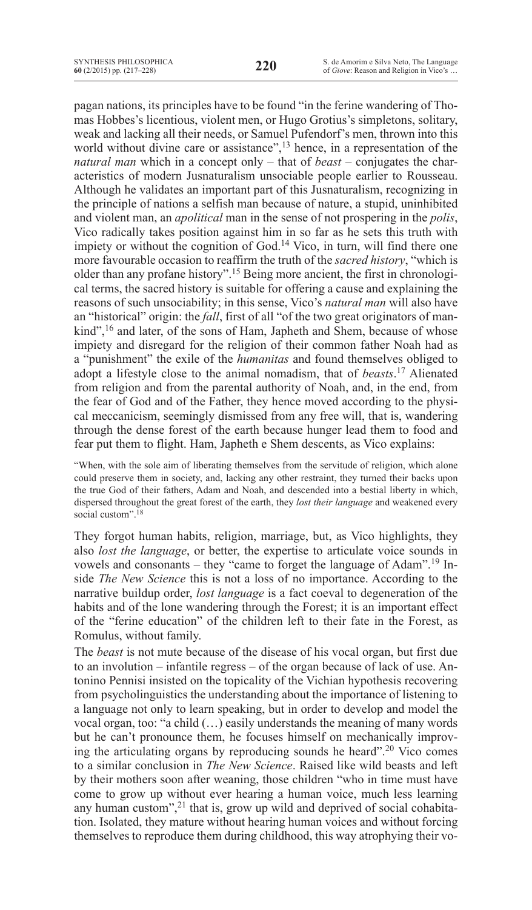pagan nations, its principles have to be found "in the ferine wandering of Thomas Hobbes's licentious, violent men, or Hugo Grotius's simpletons, solitary, weak and lacking all their needs, or Samuel Pufendorf's men, thrown into this world without divine care or assistance",[13] hence, in a representation of the *natural man* which in a concept only – that of *beast* – conjugates the characteristics of modern Jusnaturalism unsociable people earlier to Rousseau. Although he validates an important part of this Jusnaturalism, recognizing in the principle of nations a selfish man because of nature, a stupid, uninhibited and violent man, an *apolitical* man in the sense of not prospering in the *polis*, Vico radically takes position against him in so far as he sets this truth with impiety or without the cognition of God.[14] Vico, in turn, will find there one more favourable occasion to reaffirm the truth of the *sacred history*, "which is older than any profane history".[15] Being more ancient, the first in chronological terms, the sacred history is suitable for offering a cause and explaining the reasons of such unsociability; in this sense, Vico's *natural man* will also have an "historical" origin: the *fall*, first of all "of the two great originators of mankind",[16] and later, of the sons of Ham, Japheth and Shem, because of whose impiety and disregard for the religion of their common father Noah had as a "punishment" the exile of the *humanitas* and found themselves obliged to adopt a lifestyle close to the animal nomadism, that of *beasts*.[17] Alienated from religion and from the parental authority of Noah, and, in the end, from the fear of God and of the Father, they hence moved according to the physical meccanicism, seemingly dismissed from any free will, that is, wandering through the dense forest of the earth because hunger lead them to food and fear put them to flight. Ham, Japheth e Shem descents, as Vico explains:

> "When, with the sole aim of liberating themselves from the servitude of religion, which alone could preserve them in society, and, lacking any other restraint, they turned their backs upon the true God of their fathers, Adam and Noah, and descended into a bestial liberty in which, dispersed throughout the great forest of the earth, they *lost their language* and weakened every social custom".[18]

They forgot human habits, religion, marriage, but, as Vico highlights, they also *lost the language*, or better, the expertise to articulate voice sounds in vowels and consonants – they "came to forget the language of Adam".[19] Inside *The New Science* this is not a loss of no importance. According to the narrative buildup order, *lost language* is a fact coeval to degeneration of the habits and of the lone wandering through the Forest; it is an important effect of the "ferine education" of the children left to their fate in the Forest, as Romulus, without family.

The *beast* is not mute because of the disease of his vocal organ, but first due to an involution – infantile regress – of the organ because of lack of use. Antonino Pennisi insisted on the topicality of the Vichian hypothesis recovering from psycholinguistics the understanding about the importance of listening to a language not only to learn speaking, but in order to develop and model the vocal organ, too: "a child (…) easily understands the meaning of many words but he can't pronounce them, he focuses himself on mechanically improving the articulating organs by reproducing sounds he heard".[20] Vico comes to a similar conclusion in *The New Science*. Raised like wild beasts and left by their mothers soon after weaning, those children "who in time must have come to grow up without ever hearing a human voice, much less learning any human custom",[21] that is, grow up wild and deprived of social cohabitation. Isolated, they mature without hearing human voices and without forcing themselves to reproduce them during childhood, this way atrophying their vo-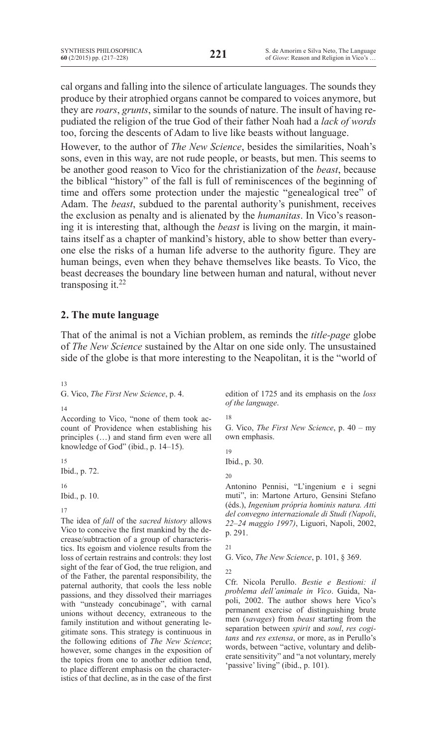cal organs and falling into the silence of articulate languages. The sounds they produce by their atrophied organs cannot be compared to voices anymore, but they are *roars*, *grunts*, similar to the sounds of nature. The insult of having repudiated the religion of the true God of their father Noah had a *lack of words* too, forcing the descents of Adam to live like beasts without language.

However, to the author of *The New Science*, besides the similarities, Noah's sons, even in this way, are not rude people, or beasts, but men. This seems to be another good reason to Vico for the christianization of the *beast*, because the biblical "history" of the fall is full of reminiscences of the beginning of time and offers some protection under the majestic "genealogical tree" of Adam. The *beast*, subdued to the parental authority's punishment, receives the exclusion as penalty and is alienated by the *humanitas*. In Vico's reasoning it is interesting that, although the *beast* is living on the margin, it maintains itself as a chapter of mankind's history, able to show better than everyone else the risks of a human life adverse to the authority figure. They are human beings, even when they behave themselves like beasts. To Vico, the beast decreases the boundary line between human and natural, without never transposing it.[22]

## 2. The mute language

That of the animal is not a Vichian problem, as reminds the *title-page* globe of *The New Science* sustained by the Altar on one side only. The unsustained side of the globe is that more interesting to the Neapolitan, it is the "world of

---

13 G. Vico, *The First New Science*, p. 4.

14 According to Vico, "none of them took account of Providence when establishing his principles (…) and stand firm even were all knowledge of God" (ibid., p. 14–15).

15 Ibid., p. 72.

16 Ibid., p. 10.

17 The idea of *fall* of the *sacred history* allows Vico to conceive the first mankind by the decrease/subtraction of a group of characteristics. Its egoism and violence results from the loss of certain restrains and controls: they lost sight of the fear of God, the true religion, and of the Father, the parental responsibility, the paternal authority, that cools the less noble passions, and they dissolved their marriages with "unsteady concubinage", with carnal unions without decency, extraneous to the family institution and without generating legitimate sons. This strategy is continuous in the following editions of *The New Science*; however, some changes in the exposition of the topics from one to another edition tend, to place different emphasis on the characteristics of that decline, as in the case of the first edition of 1725 and its emphasis on the *loss of the language*.

18 G. Vico, *The First New Science*, p. 40 – my own emphasis.

19 Ibid., p. 30.

20 Antonino Pennisi, "L'ingenium e i segni muti", in: Martone Arturo, Gensini Stefano (éds.), *Ingenium própria hominis natura. Atti del convegno internazionale di Studi (Napoli, 22–24 maggio 1997)*, Liguori, Napoli, 2002, p. 291.

21 G. Vico, *The New Science*, p. 101, § 369.

22 Cfr. Nicola Perullo. *Bestie e Bestioni: il problema dell'animale in Vico*. Guida, Napoli, 2002. The author shows here Vico's permanent exercise of distinguishing brute men (*savages*) from *beast* starting from the separation between *spirit* and *soul*, *res cogitans* and *res extensa*, or more, as in Perullo's words, between "active, voluntary and deliberate sensitivity" and "a not voluntary, merely 'passive' living" (ibid., p. 101).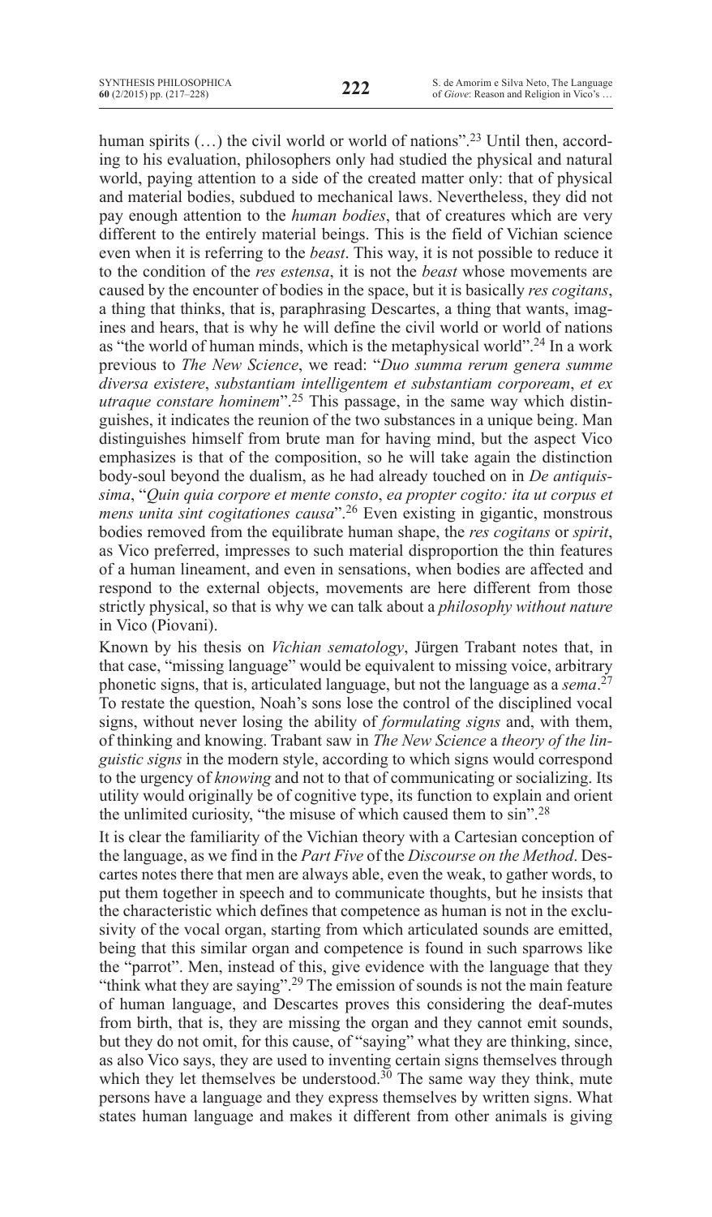human spirits (…) the civil world or world of nations".[23] Until then, according to his evaluation, philosophers only had studied the physical and natural world, paying attention to a side of the created matter only: that of physical and material bodies, subdued to mechanical laws. Nevertheless, they did not pay enough attention to the *human bodies*, that of creatures which are very different to the entirely material beings. This is the field of Vichian science even when it is referring to the *beast*. This way, it is not possible to reduce it to the condition of the *res estensa*, it is not the *beast* whose movements are caused by the encounter of bodies in the space, but it is basically *res cogitans*, a thing that thinks, that is, paraphrasing Descartes, a thing that wants, imagines and hears, that is why he will define the civil world or world of nations as "the world of human minds, which is the metaphysical world".[24] In a work previous to *The New Science*, we read: "*Duo summa rerum genera summe diversa existere*, *substantiam intelligentem et substantiam corpoream*, *et ex utraque constare hominem*".[25] This passage, in the same way which distinguishes, it indicates the reunion of the two substances in a unique being. Man distinguishes himself from brute man for having mind, but the aspect Vico emphasizes is that of the composition, so he will take again the distinction body-soul beyond the dualism, as he had already touched on in *De antiquissima*, "*Quin quia corpore et mente consto*, *ea propter cogito: ita ut corpus et mens unita sint cogitationes causa*".[26] Even existing in gigantic, monstrous bodies removed from the equilibrate human shape, the *res cogitans* or *spirit*, as Vico preferred, impresses to such material disproportion the thin features of a human lineament, and even in sensations, when bodies are affected and respond to the external objects, movements are here different from those strictly physical, so that is why we can talk about a *philosophy without nature* in Vico (Piovani).

Known by his thesis on *Vichian sematology*, Jürgen Trabant notes that, in that case, "missing language" would be equivalent to missing voice, arbitrary phonetic signs, that is, articulated language, but not the language as a *sema*.[27] To restate the question, Noah's sons lose the control of the disciplined vocal signs, without never losing the ability of *formulating signs* and, with them, of thinking and knowing. Trabant saw in *The New Science* a *theory of the linguistic signs* in the modern style, according to which signs would correspond to the urgency of *knowing* and not to that of communicating or socializing. Its utility would originally be of cognitive type, its function to explain and orient the unlimited curiosity, "the misuse of which caused them to sin".[28]

It is clear the familiarity of the Vichian theory with a Cartesian conception of the language, as we find in the *Part Five* of the *Discourse on the Method*. Descartes notes there that men are always able, even the weak, to gather words, to put them together in speech and to communicate thoughts, but he insists that the characteristic which defines that competence as human is not in the exclusivity of the vocal organ, starting from which articulated sounds are emitted, being that this similar organ and competence is found in such sparrows like the "parrot". Men, instead of this, give evidence with the language that they "think what they are saying".[29] The emission of sounds is not the main feature of human language, and Descartes proves this considering the deaf-mutes from birth, that is, they are missing the organ and they cannot emit sounds, but they do not omit, for this cause, of "saying" what they are thinking, since, as also Vico says, they are used to inventing certain signs themselves through which they let themselves be understood.[30] The same way they think, mute persons have a language and they express themselves by written signs. What states human language and makes it different from other animals is giving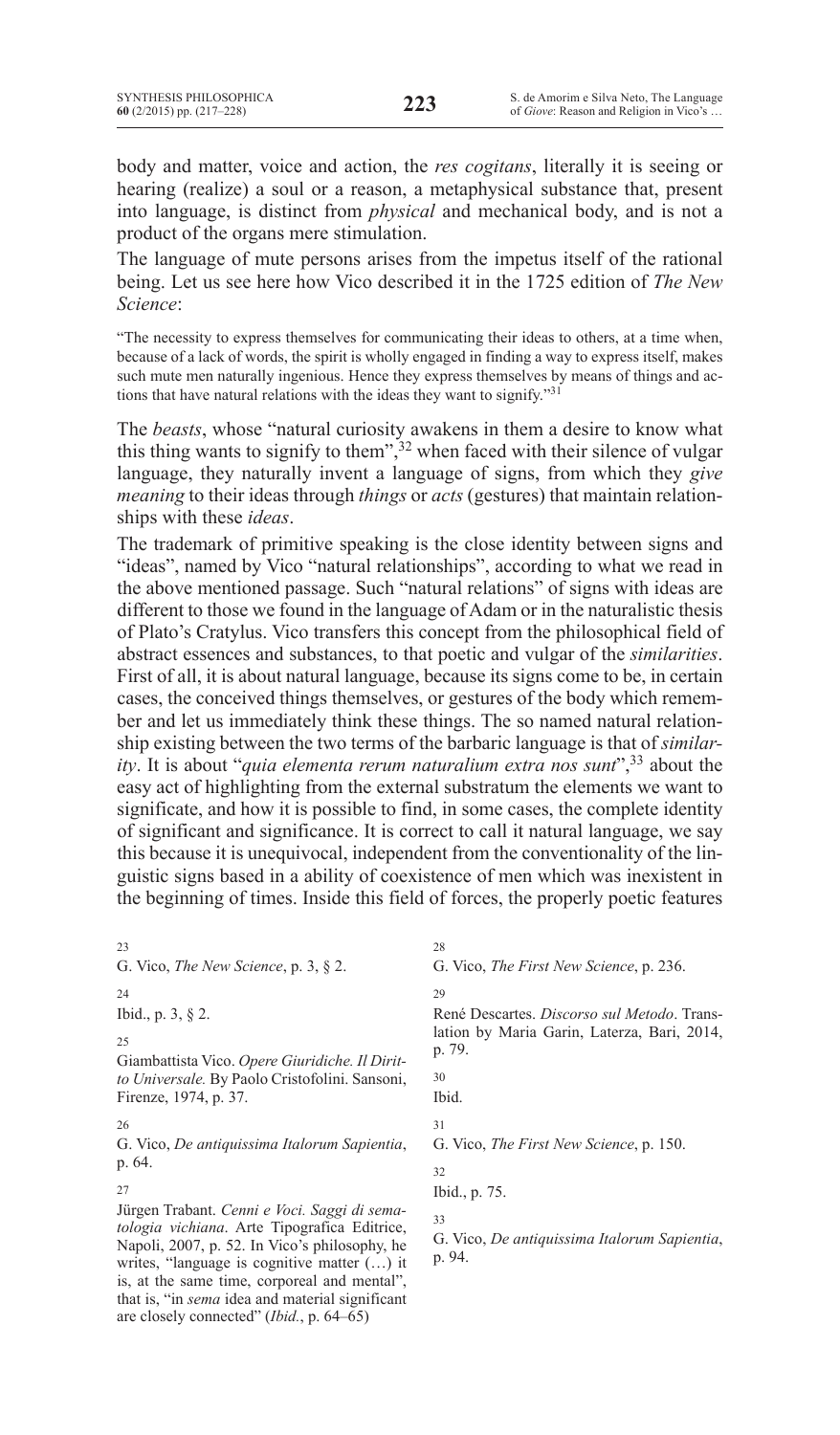body and matter, voice and action, the *res cogitans*, literally it is seeing or hearing (realize) a soul or a reason, a metaphysical substance that, present into language, is distinct from *physical* and mechanical body, and is not a product of the organs mere stimulation.

The language of mute persons arises from the impetus itself of the rational being. Let us see here how Vico described it in the 1725 edition of *The New Science*:

> "The necessity to express themselves for communicating their ideas to others, at a time when, because of a lack of words, the spirit is wholly engaged in finding a way to express itself, makes such mute men naturally ingenious. Hence they express themselves by means of things and actions that have natural relations with the ideas they want to signify."[31]

The *beasts*, whose "natural curiosity awakens in them a desire to know what this thing wants to signify to them",[32] when faced with their silence of vulgar language, they naturally invent a language of signs, from which they *give meaning* to their ideas through *things* or *acts* (gestures) that maintain relationships with these *ideas*.

The trademark of primitive speaking is the close identity between signs and "ideas", named by Vico "natural relationships", according to what we read in the above mentioned passage. Such "natural relations" of signs with ideas are different to those we found in the language of Adam or in the naturalistic thesis of Plato's Cratylus. Vico transfers this concept from the philosophical field of abstract essences and substances, to that poetic and vulgar of the *similarities*. First of all, it is about natural language, because its signs come to be, in certain cases, the conceived things themselves, or gestures of the body which remember and let us immediately think these things. The so named natural relationship existing between the two terms of the barbaric language is that of *similarity*. It is about "*quia elementa rerum naturalium extra nos sunt*",[33] about the easy act of highlighting from the external substratum the elements we want to significate, and how it is possible to find, in some cases, the complete identity of significant and significance. It is correct to call it natural language, we say this because it is unequivocal, independent from the conventionality of the linguistic signs based in a ability of coexistence of men which was inexistent in the beginning of times. Inside this field of forces, the properly poetic features

---

23 G. Vico, *The New Science*, p. 3, § 2.

24 Ibid., p. 3, § 2.

25 Giambattista Vico. *Opere Giuridiche. Il Diritto Universale.* By Paolo Cristofolini. Sansoni, Firenze, 1974, p. 37.

26 G. Vico, *De antiquissima Italorum Sapientia*, p. 64.

27 Jürgen Trabant. *Cenni e Voci. Saggi di sematologia vichiana*. Arte Tipografica Editrice, Napoli, 2007, p. 52. In Vico's philosophy, he writes, "language is cognitive matter (…) it is, at the same time, corporeal and mental", that is, "in *sema* idea and material significant are closely connected" (*Ibid.*, p. 64–65)

28 G. Vico, *The First New Science*, p. 236.

29 René Descartes. *Discorso sul Metodo*. Translation by Maria Garin, Laterza, Bari, 2014, p. 79.

30 Ibid.

31 G. Vico, *The First New Science*, p. 150.

32 Ibid., p. 75.

33 G. Vico, *De antiquissima Italorum Sapientia*, p. 94.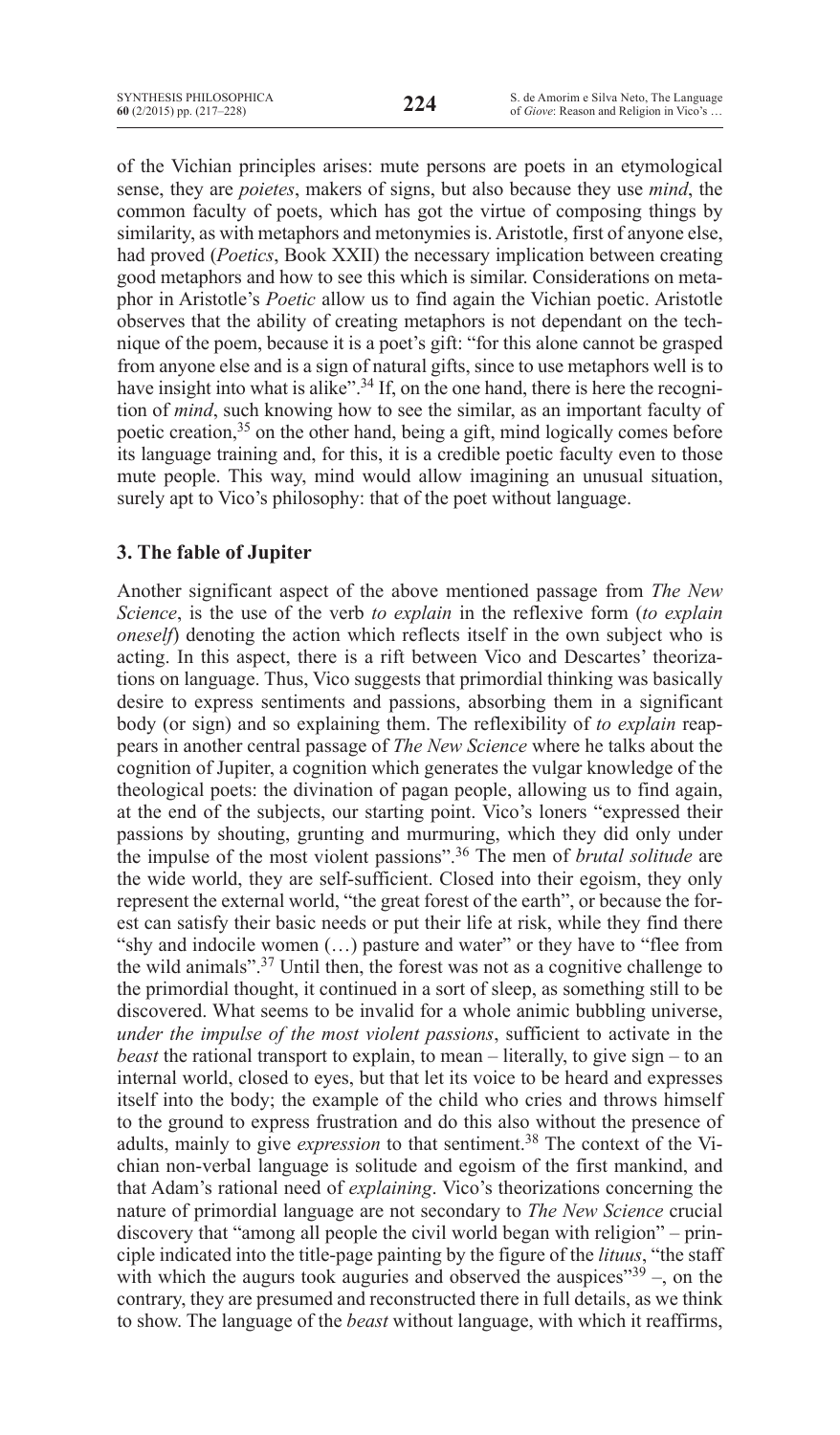of the Vichian principles arises: mute persons are poets in an etymological sense, they are *poietes*, makers of signs, but also because they use *mind*, the common faculty of poets, which has got the virtue of composing things by similarity, as with metaphors and metonymies is. Aristotle, first of anyone else, had proved (*Poetics*, Book XXII) the necessary implication between creating good metaphors and how to see this which is similar. Considerations on metaphor in Aristotle's *Poetic* allow us to find again the Vichian poetic. Aristotle observes that the ability of creating metaphors is not dependant on the technique of the poem, because it is a poet's gift: "for this alone cannot be grasped from anyone else and is a sign of natural gifts, since to use metaphors well is to have insight into what is alike".[34] If, on the one hand, there is here the recognition of *mind*, such knowing how to see the similar, as an important faculty of poetic creation,[35] on the other hand, being a gift, mind logically comes before its language training and, for this, it is a credible poetic faculty even to those mute people. This way, mind would allow imagining an unusual situation, surely apt to Vico's philosophy: that of the poet without language.

## 3. The fable of Jupiter

Another significant aspect of the above mentioned passage from *The New Science*, is the use of the verb *to explain* in the reflexive form (*to explain oneself*) denoting the action which reflects itself in the own subject who is acting. In this aspect, there is a rift between Vico and Descartes' theorizations on language. Thus, Vico suggests that primordial thinking was basically desire to express sentiments and passions, absorbing them in a significant body (or sign) and so explaining them. The reflexibility of *to explain* reappears in another central passage of *The New Science* where he talks about the cognition of Jupiter, a cognition which generates the vulgar knowledge of the theological poets: the divination of pagan people, allowing us to find again, at the end of the subjects, our starting point. Vico's loners "expressed their passions by shouting, grunting and murmuring, which they did only under the impulse of the most violent passions".[36] The men of *brutal solitude* are the wide world, they are self-sufficient. Closed into their egoism, they only represent the external world, "the great forest of the earth", or because the forest can satisfy their basic needs or put their life at risk, while they find there "shy and indocile women (…) pasture and water" or they have to "flee from the wild animals".[37] Until then, the forest was not as a cognitive challenge to the primordial thought, it continued in a sort of sleep, as something still to be discovered. What seems to be invalid for a whole animic bubbling universe, *under the impulse of the most violent passions*, sufficient to activate in the *beast* the rational transport to explain, to mean – literally, to give sign – to an internal world, closed to eyes, but that let its voice to be heard and expresses itself into the body; the example of the child who cries and throws himself to the ground to express frustration and do this also without the presence of adults, mainly to give *expression* to that sentiment.[38] The context of the Vichian non-verbal language is solitude and egoism of the first mankind, and that Adam's rational need of *explaining*. Vico's theorizations concerning the nature of primordial language are not secondary to *The New Science* crucial discovery that "among all people the civil world began with religion" – principle indicated into the title-page painting by the figure of the *lituus*, "the staff with which the augurs took auguries and observed the auspices"[39] –, on the contrary, they are presumed and reconstructed there in full details, as we think to show. The language of the *beast* without language, with which it reaffirms,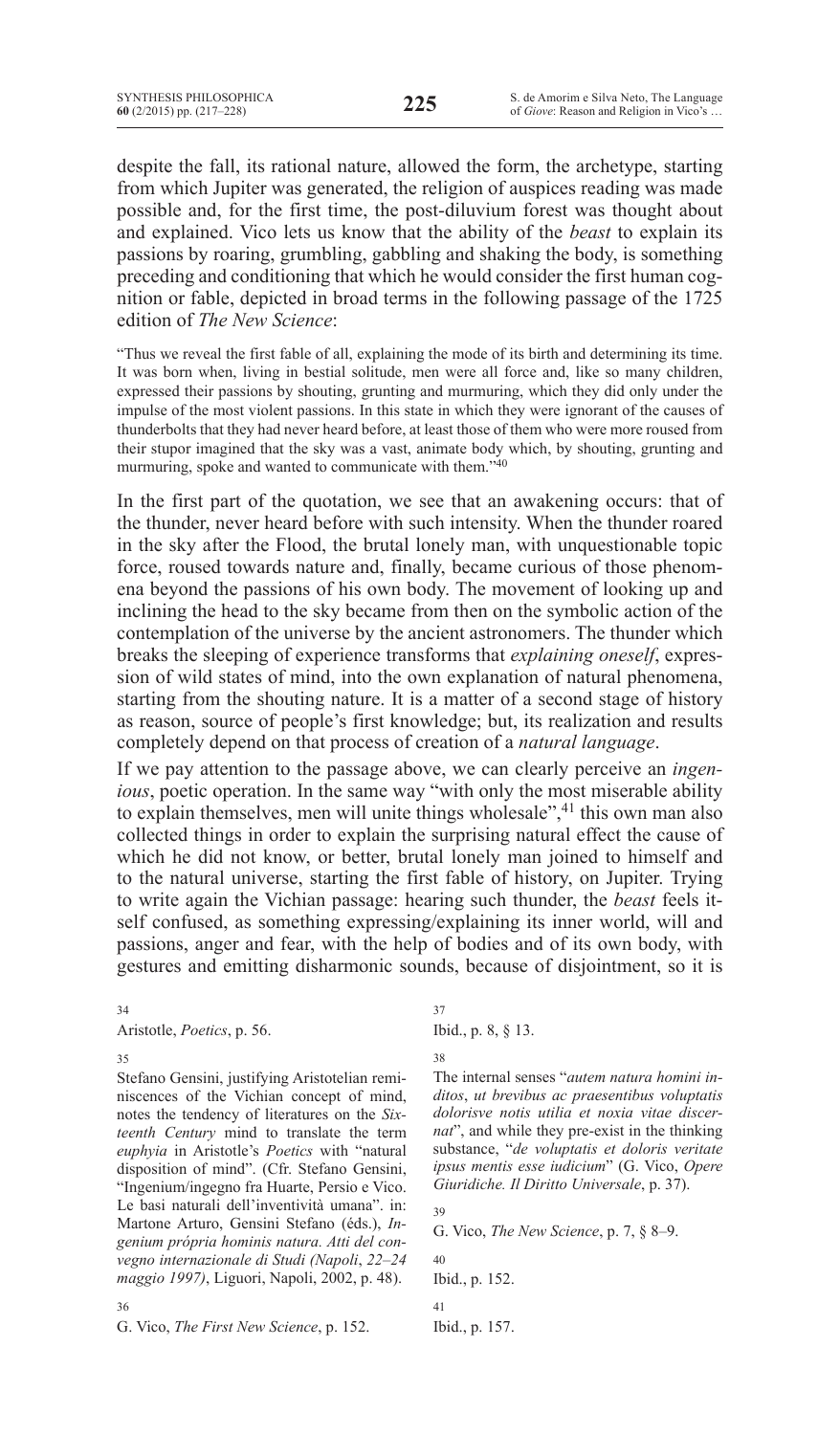despite the fall, its rational nature, allowed the form, the archetype, starting from which Jupiter was generated, the religion of auspices reading was made possible and, for the first time, the post-diluvium forest was thought about and explained. Vico lets us know that the ability of the *beast* to explain its passions by roaring, grumbling, gabbling and shaking the body, is something preceding and conditioning that which he would consider the first human cognition or fable, depicted in broad terms in the following passage of the 1725 edition of *The New Science*:

> "Thus we reveal the first fable of all, explaining the mode of its birth and determining its time. It was born when, living in bestial solitude, men were all force and, like so many children, expressed their passions by shouting, grunting and murmuring, which they did only under the impulse of the most violent passions. In this state in which they were ignorant of the causes of thunderbolts that they had never heard before, at least those of them who were more roused from their stupor imagined that the sky was a vast, animate body which, by shouting, grunting and murmuring, spoke and wanted to communicate with them."[40]

In the first part of the quotation, we see that an awakening occurs: that of the thunder, never heard before with such intensity. When the thunder roared in the sky after the Flood, the brutal lonely man, with unquestionable topic force, roused towards nature and, finally, became curious of those phenomena beyond the passions of his own body. The movement of looking up and inclining the head to the sky became from then on the symbolic action of the contemplation of the universe by the ancient astronomers. The thunder which breaks the sleeping of experience transforms that *explaining oneself*, expression of wild states of mind, into the own explanation of natural phenomena, starting from the shouting nature. It is a matter of a second stage of history as reason, source of people's first knowledge; but, its realization and results completely depend on that process of creation of a *natural language*.

If we pay attention to the passage above, we can clearly perceive an *ingenious*, poetic operation. In the same way "with only the most miserable ability to explain themselves, men will unite things wholesale",[41] this own man also collected things in order to explain the surprising natural effect the cause of which he did not know, or better, brutal lonely man joined to himself and to the natural universe, starting the first fable of history, on Jupiter. Trying to write again the Vichian passage: hearing such thunder, the *beast* feels itself confused, as something expressing/explaining its inner world, will and passions, anger and fear, with the help of bodies and of its own body, with gestures and emitting disharmonic sounds, because of disjointment, so it is

---

34 Aristotle, *Poetics*, p. 56.

35 Stefano Gensini, justifying Aristotelian reminiscences of the Vichian concept of mind, notes the tendency of literatures on the *Sixteenth Century* mind to translate the term *euphyia* in Aristotle's *Poetics* with "natural disposition of mind". (Cfr. Stefano Gensini, "Ingenium/ingegno fra Huarte, Persio e Vico. Le basi naturali dell'inventività umana". in: Martone Arturo, Gensini Stefano (éds.), *Ingenium própria hominis natura. Atti del convegno internazionale di Studi (Napoli, 22–24 maggio 1997)*, Liguori, Napoli, 2002, p. 48).

36 G. Vico, *The First New Science*, p. 152.

37 Ibid., p. 8, § 13.

38 The internal senses "*autem natura homini inditos*, *ut brevibus ac praesentibus voluptatis dolorisve notis utilia et noxia vitae discernat*", and while they pre-exist in the thinking substance, "*de voluptatis et doloris veritate ipsus mentis esse iudicium*" (G. Vico, *Opere Giuridiche. Il Diritto Universale*, p. 37).

39 G. Vico, *The New Science*, p. 7, § 8–9.

40 Ibid., p. 152.

41 Ibid., p. 157.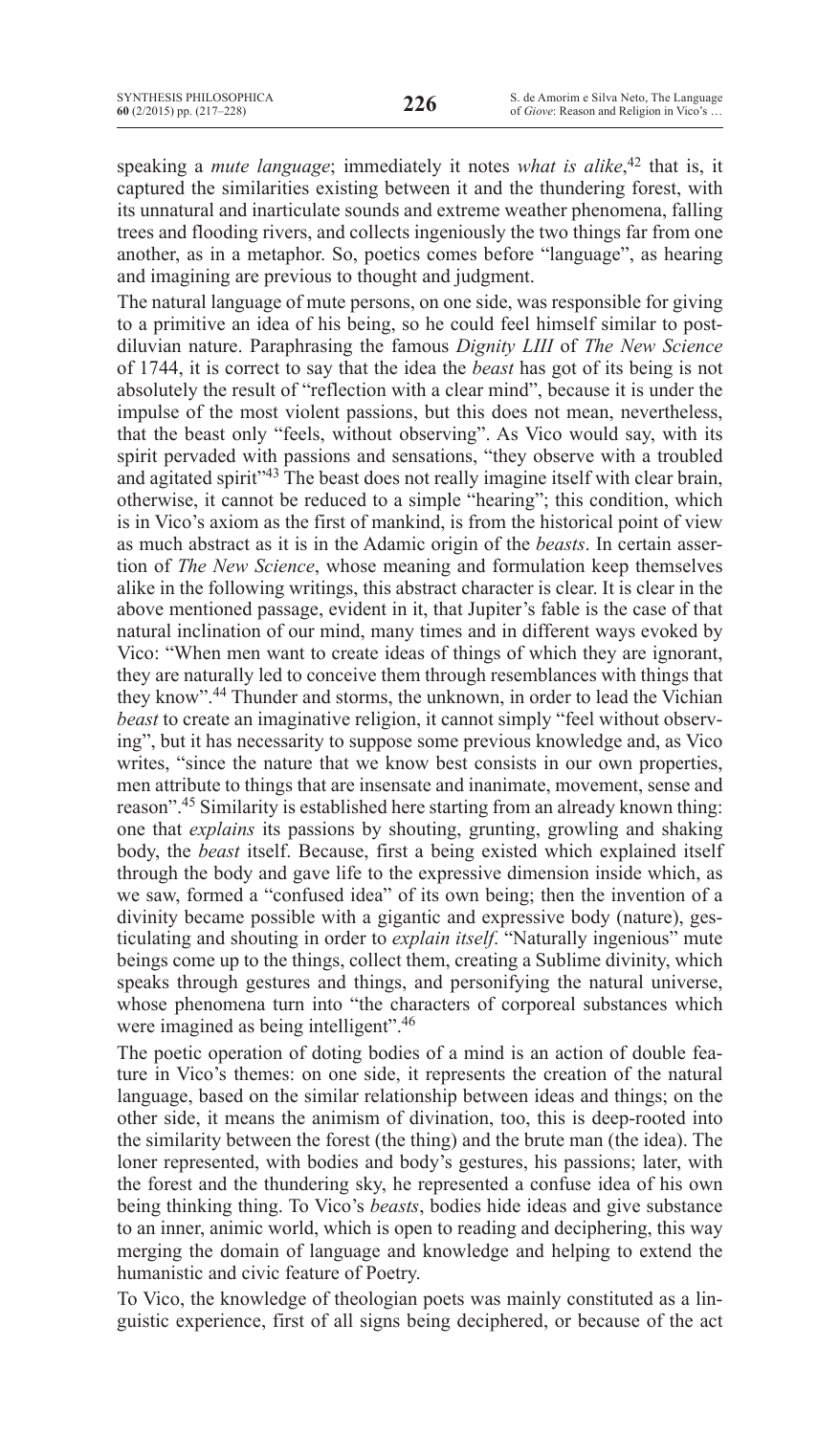speaking a *mute language*; immediately it notes *what is alike*,[42] that is, it captured the similarities existing between it and the thundering forest, with its unnatural and inarticulate sounds and extreme weather phenomena, falling trees and flooding rivers, and collects ingeniously the two things far from one another, as in a metaphor. So, poetics comes before "language", as hearing and imagining are previous to thought and judgment.

The natural language of mute persons, on one side, was responsible for giving to a primitive an idea of his being, so he could feel himself similar to post-diluvian nature. Paraphrasing the famous *Dignity LIII* of *The New Science* of 1744, it is correct to say that the idea the *beast* has got of its being is not absolutely the result of "reflection with a clear mind", because it is under the impulse of the most violent passions, but this does not mean, nevertheless, that the beast only "feels, without observing". As Vico would say, with its spirit pervaded with passions and sensations, "they observe with a troubled and agitated spirit"[43] The beast does not really imagine itself with clear brain, otherwise, it cannot be reduced to a simple "hearing"; this condition, which is in Vico's axiom as the first of mankind, is from the historical point of view as much abstract as it is in the Adamic origin of the *beasts*. In certain assertion of *The New Science*, whose meaning and formulation keep themselves alike in the following writings, this abstract character is clear. It is clear in the above mentioned passage, evident in it, that Jupiter's fable is the case of that natural inclination of our mind, many times and in different ways evoked by Vico: "When men want to create ideas of things of which they are ignorant, they are naturally led to conceive them through resemblances with things that they know".[44] Thunder and storms, the unknown, in order to lead the Vichian *beast* to create an imaginative religion, it cannot simply "feel without observing", but it has necessarity to suppose some previous knowledge and, as Vico writes, "since the nature that we know best consists in our own properties, men attribute to things that are insensate and inanimate, movement, sense and reason".[45] Similarity is established here starting from an already known thing: one that *explains* its passions by shouting, grunting, growling and shaking body, the *beast* itself. Because, first a being existed which explained itself through the body and gave life to the expressive dimension inside which, as we saw, formed a "confused idea" of its own being; then the invention of a divinity became possible with a gigantic and expressive body (nature), gesticulating and shouting in order to *explain itself*. "Naturally ingenious" mute beings come up to the things, collect them, creating a Sublime divinity, which speaks through gestures and things, and personifying the natural universe, whose phenomena turn into "the characters of corporeal substances which were imagined as being intelligent".[46]

The poetic operation of doting bodies of a mind is an action of double feature in Vico's themes: on one side, it represents the creation of the natural language, based on the similar relationship between ideas and things; on the other side, it means the animism of divination, too, this is deep-rooted into the similarity between the forest (the thing) and the brute man (the idea). The loner represented, with bodies and body's gestures, his passions; later, with the forest and the thundering sky, he represented a confuse idea of his own being thinking thing. To Vico's *beasts*, bodies hide ideas and give substance to an inner, animic world, which is open to reading and deciphering, this way merging the domain of language and knowledge and helping to extend the humanistic and civic feature of Poetry.

To Vico, the knowledge of theologian poets was mainly constituted as a linguistic experience, first of all signs being deciphered, or because of the act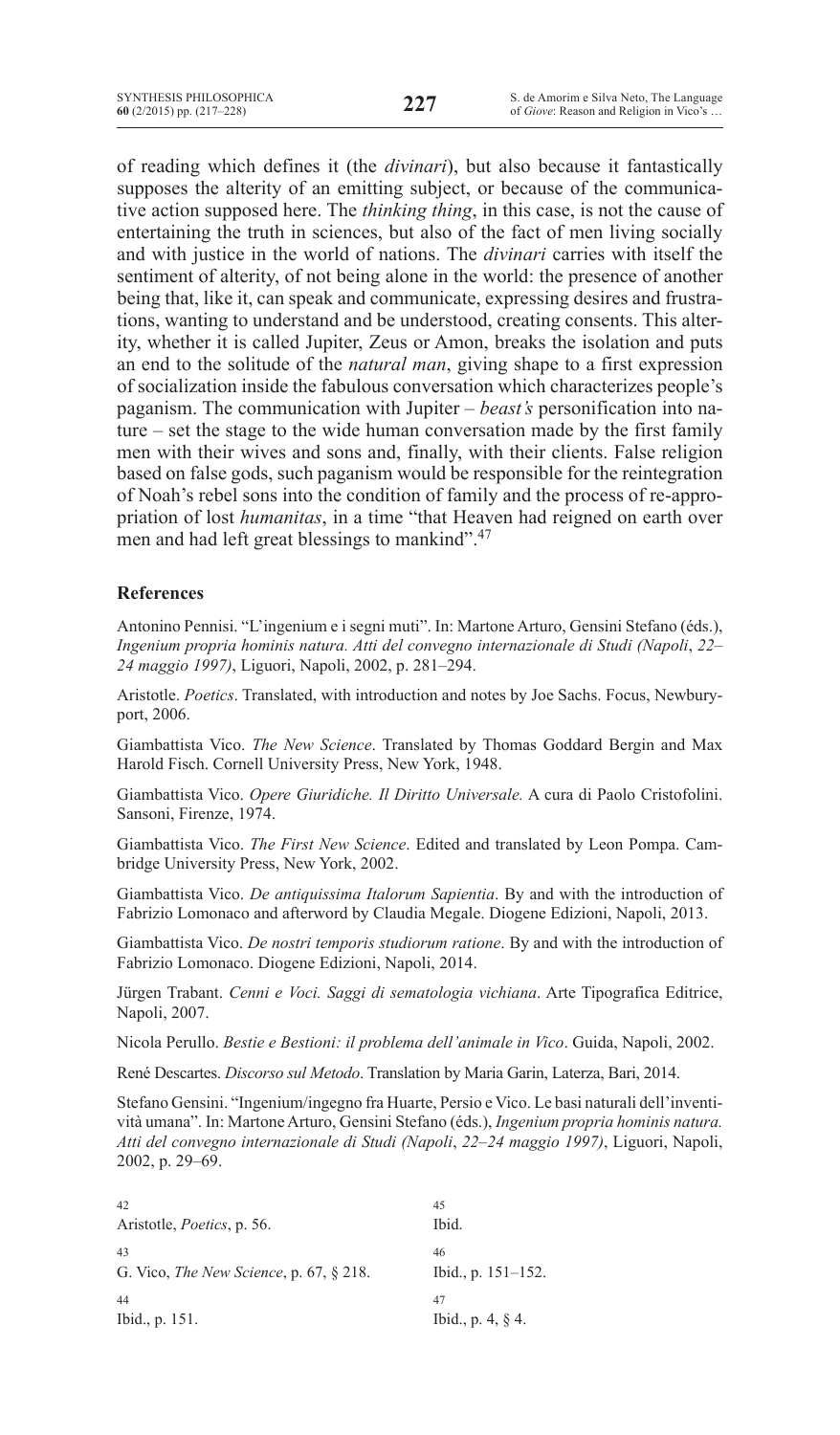of reading which defines it (the *divinari*), but also because it fantastically supposes the alterity of an emitting subject, or because of the communicative action supposed here. The *thinking thing*, in this case, is not the cause of entertaining the truth in sciences, but also of the fact of men living socially and with justice in the world of nations. The *divinari* carries with itself the sentiment of alterity, of not being alone in the world: the presence of another being that, like it, can speak and communicate, expressing desires and frustrations, wanting to understand and be understood, creating consents. This alterity, whether it is called Jupiter, Zeus or Amon, breaks the isolation and puts an end to the solitude of the *natural man*, giving shape to a first expression of socialization inside the fabulous conversation which characterizes people's paganism. The communication with Jupiter – *beast's* personification into nature – set the stage to the wide human conversation made by the first family men with their wives and sons and, finally, with their clients. False religion based on false gods, such paganism would be responsible for the reintegration of Noah's rebel sons into the condition of family and the process of re-appropriation of lost *humanitas*, in a time "that Heaven had reigned on earth over men and had left great blessings to mankind".[47]

### References

Antonino Pennisi. "L'ingenium e i segni muti". In: Martone Arturo, Gensini Stefano (éds.), *Ingenium propria hominis natura. Atti del convegno internazionale di Studi (Napoli*, *22–24 maggio 1997)*, Liguori, Napoli, 2002, p. 281–294.

Aristotle. *Poetics*. Translated, with introduction and notes by Joe Sachs. Focus, Newburyport, 2006.

Giambattista Vico. *The New Science*. Translated by Thomas Goddard Bergin and Max Harold Fisch. Cornell University Press, New York, 1948.

Giambattista Vico. *Opere Giuridiche. Il Diritto Universale.* A cura di Paolo Cristofolini. Sansoni, Firenze, 1974.

Giambattista Vico. *The First New Science*. Edited and translated by Leon Pompa. Cambridge University Press, New York, 2002.

Giambattista Vico. *De antiquissima Italorum Sapientia*. By and with the introduction of Fabrizio Lomonaco and afterword by Claudia Megale. Diogene Edizioni, Napoli, 2013.

Giambattista Vico. *De nostri temporis studiorum ratione*. By and with the introduction of Fabrizio Lomonaco. Diogene Edizioni, Napoli, 2014.

Jürgen Trabant. *Cenni e Voci. Saggi di sematologia vichiana*. Arte Tipografica Editrice, Napoli, 2007.

Nicola Perullo. *Bestie e Bestioni: il problema dell'animale in Vico*. Guida, Napoli, 2002.

René Descartes. *Discorso sul Metodo*. Translation by Maria Garin, Laterza, Bari, 2014.

Stefano Gensini. "Ingenium/ingegno fra Huarte, Persio e Vico. Le basi naturali dell'inventività umana". In: Martone Arturo, Gensini Stefano (éds.), *Ingenium propria hominis natura. Atti del convegno internazionale di Studi (Napoli*, *22–24 maggio 1997)*, Liguori, Napoli, 2002, p. 29–69.

---

[42] Aristotle, *Poetics*, p. 56.

[43] G. Vico, *The New Science*, p. 67, § 218.

[44] Ibid., p. 151.

[45] Ibid.

[46] Ibid., p. 151–152.

[47] Ibid., p. 4, § 4.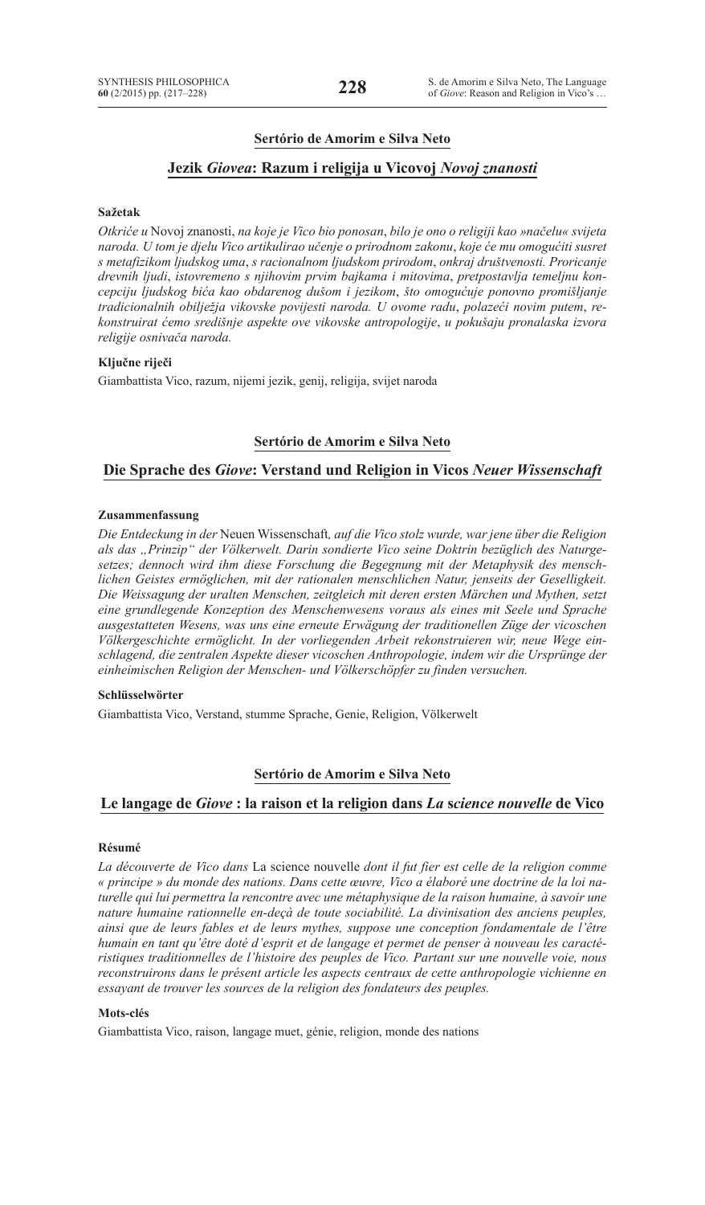**Sertório de Amorim e Silva Neto**

## Jezik *Giovea*: Razum i religija u Vicovoj *Novoj znanosti*

### Sažetak

*Otkriće u* Novoj znanosti, *na koje je Vico bio ponosan, bilo je ono o religiji kao »načelu« svijeta naroda. U tom je djelu Vico artikulirao učenje o prirodnom zakonu, koje će mu omogućiti susret s metafizikom ljudskog uma, s racionalnom ljudskom prirodom, onkraj društvenosti. Proricanje drevnih ljudi, istovremeno s njihovim prvim bajkama i mitovima, pretpostavlja temeljnu koncepciju ljudskog bića kao obdarenog dušom i jezikom, što omogućuje ponovno promišljanje tradicionalnih obilježja vikovske povijesti naroda. U ovome radu, polazeći novim putem, rekonstruirat ćemo središnje aspekte ove vikovske antropologije, u pokušaju pronalaska izvora religije osnivača naroda.*

### Ključne riječi

Giambattista Vico, razum, nijemi jezik, genij, religija, svijet naroda

**Sertório de Amorim e Silva Neto**

## Die Sprache des *Giove*: Verstand und Religion in Vicos *Neuer Wissenschaft*

### Zusammenfassung

*Die Entdeckung in der* Neuen Wissenschaft*, auf die Vico stolz wurde, war jene über die Religion als das „Prinzip" der Völkerwelt. Darin sondierte Vico seine Doktrin bezüglich des Naturgesetzes; dennoch wird ihm diese Forschung die Begegnung mit der Metaphysik des menschlichen Geistes ermöglichen, mit der rationalen menschlichen Natur, jenseits der Geselligkeit. Die Weissagung der uralten Menschen, zeitgleich mit deren ersten Märchen und Mythen, setzt eine grundlegende Konzeption des Menschenwesens voraus als eines mit Seele und Sprache ausgestatteten Wesens, was uns eine erneute Erwägung der traditionellen Züge der vicoschen Völkergeschichte ermöglicht. In der vorliegenden Arbeit rekonstruieren wir, neue Wege einschlagend, die zentralen Aspekte dieser vicoschen Anthropologie, indem wir die Ursprünge der einheimischen Religion der Menschen- und Völkerschöpfer zu finden versuchen.*

### Schlüsselwörter

Giambattista Vico, Verstand, stumme Sprache, Genie, Religion, Völkerwelt

**Sertório de Amorim e Silva Neto**

## Le langage de *Giove* : la raison et la religion dans *La science nouvelle* de Vico

### Résumé

*La découverte de Vico dans* La science nouvelle *dont il fut fier est celle de la religion comme « principe » du monde des nations. Dans cette œuvre, Vico a élaboré une doctrine de la loi naturelle qui lui permettra la rencontre avec une métaphysique de la raison humaine, à savoir une nature humaine rationnelle en-deçà de toute sociabilité. La divinisation des anciens peuples, ainsi que de leurs fables et de leurs mythes, suppose une conception fondamentale de l'être humain en tant qu'être doté d'esprit et de langage et permet de penser à nouveau les caractéristiques traditionnelles de l'histoire des peuples de Vico. Partant sur une nouvelle voie, nous reconstruirons dans le présent article les aspects centraux de cette anthropologie vichienne en essayant de trouver les sources de la religion des fondateurs des peuples.*

### Mots-clés

Giambattista Vico, raison, langage muet, génie, religion, monde des nations